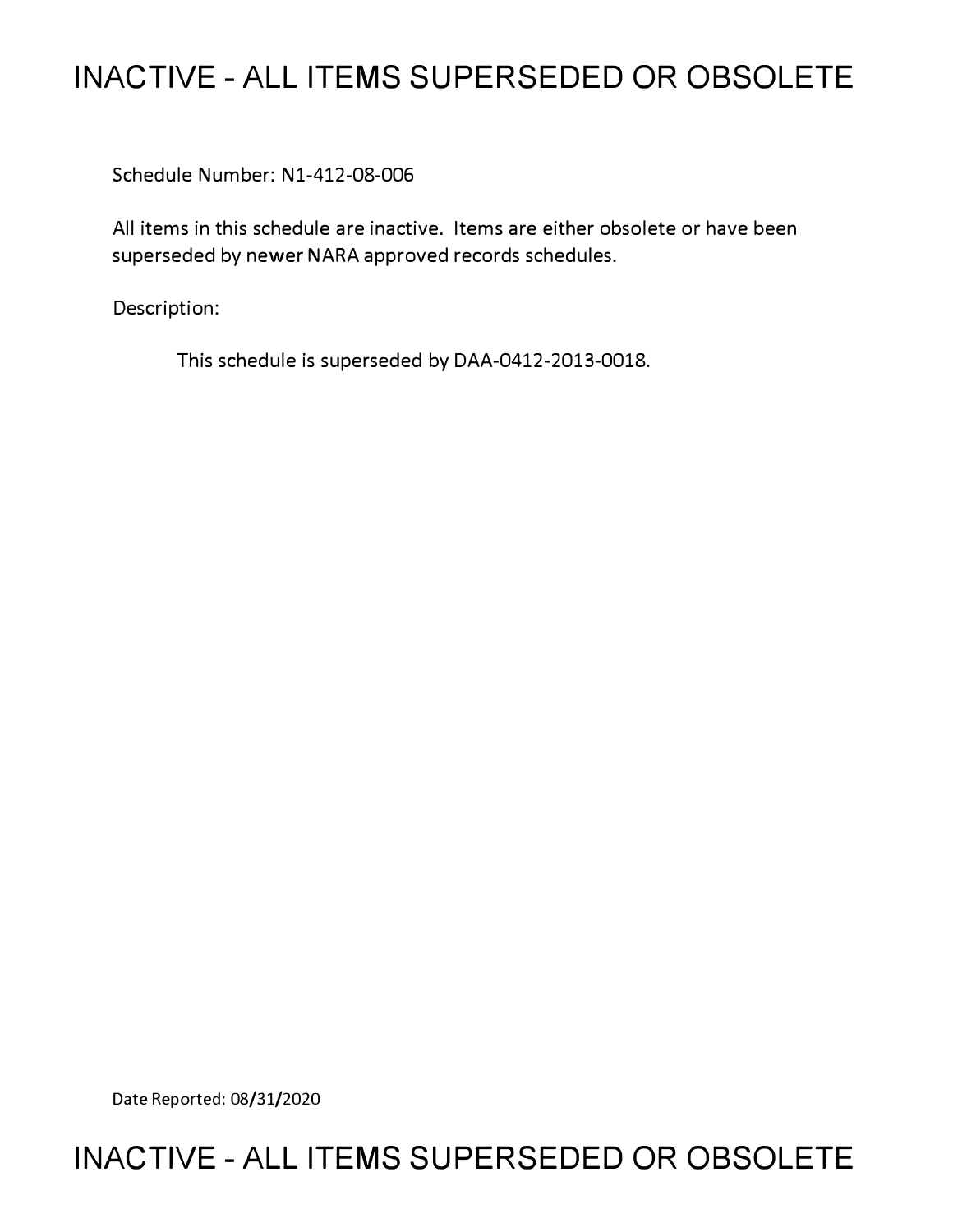# INACTIVE - ALL ITEMS SUPERSEDED OR OBSOLETE

Schedule Number: N1-412-08-006

All items in this schedule are inactive. Items are either obsolete or have been superseded by newer NARA approved records schedules.

Description:

This schedule is superseded by DAA-0412-2013-0018.

Date Reported: 08/31/2020

# INACTIVE - ALL ITEMS SUPERSEDED OR OBSOLETE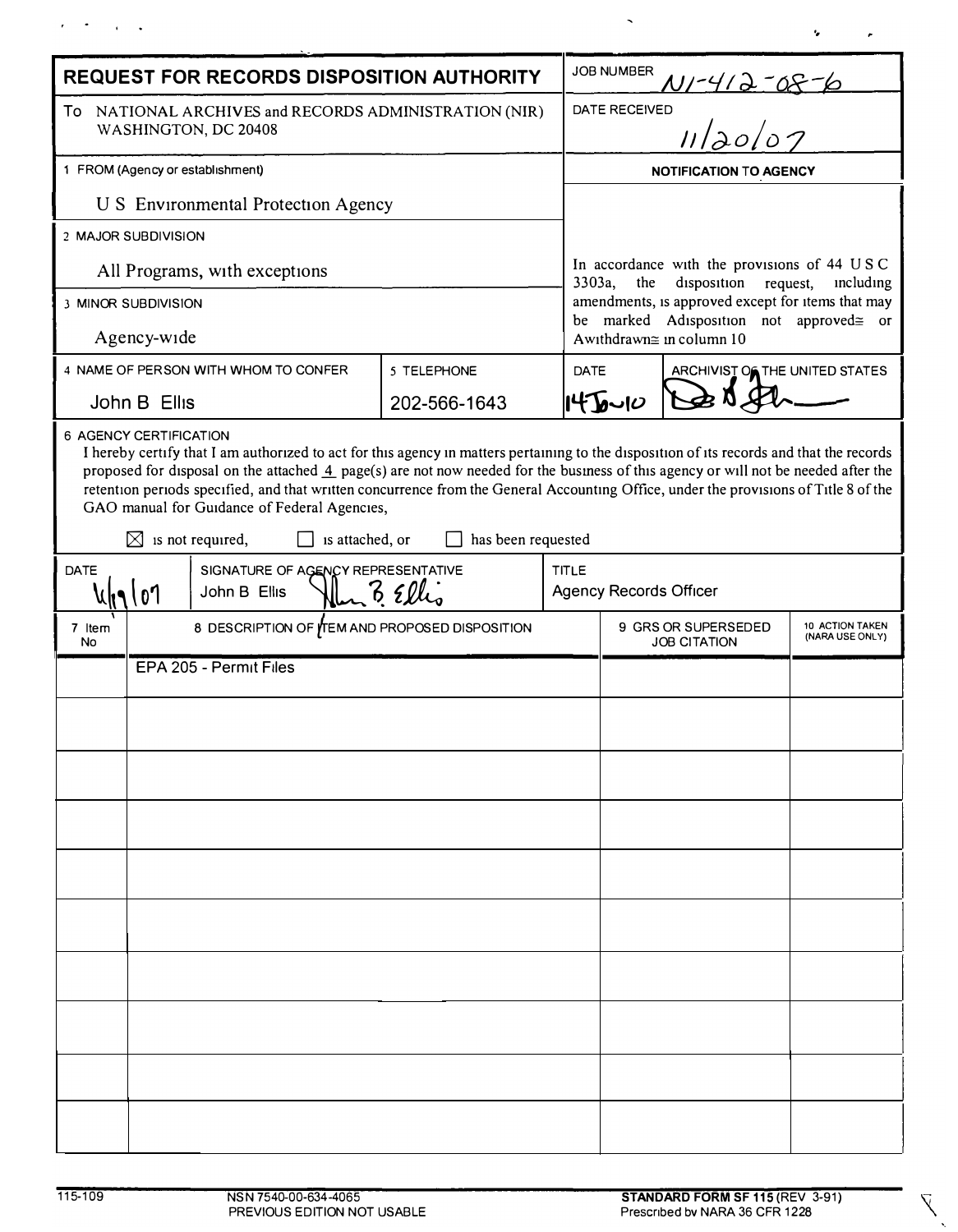# REQUEST FOR RECORDS DISPOSITION AUTHORITY

| | |
|---|---|
| To NATIONAL ARCHIVES and RECORDS ADMINISTRATION (NIR) WASHINGTON, DC 20408 | JOB NUMBER N1-412-08-6 |
| | DATE RECEIVED 11/20/07 |
| 1 FROM (Agency or establishment) U S Environmental Protection Agency | NOTIFICATION TO AGENCY |
| 2 MAJOR SUBDIVISION All Programs, with exceptions | In accordance with the provisions of 44 U S C 3303a, the disposition request, including amendments, is approved except for items that may be marked Adisposition not approved≅ or Awithdrawn≅ in column 10 |
| 3 MINOR SUBDIVISION Agency-wide | |

| 4 NAME OF PERSON WITH WHOM TO CONFER | 5 TELEPHONE | DATE | ARCHIVIST OF THE UNITED STATES |
|---|---|---|---|
| John B Ellis | 202-566-1643 | 14 Jun 10 | [signature] |

**6 AGENCY CERTIFICATION**

I hereby certify that I am authorized to act for this agency in matters pertaining to the disposition of its records and that the records proposed for disposal on the attached 4 page(s) are not now needed for the business of this agency or will not be needed after the retention periods specified, and that written concurrence from the General Accounting Office, under the provisions of Title 8 of the GAO manual for Guidance of Federal Agencies,

☒ is not required, ☐ is attached, or ☐ has been requested

| DATE | SIGNATURE OF AGENCY REPRESENTATIVE | TITLE |
|---|---|---|
| 11/19/07 | John B Ellis [signature] | Agency Records Officer |

| 7 Item No | 8 DESCRIPTION OF ITEM AND PROPOSED DISPOSITION | 9 GRS OR SUPERSEDED JOB CITATION | 10 ACTION TAKEN (NARA USE ONLY) |
|---|---|---|---|
| | EPA 205 - Permit Files | | |

115-109 NSN 7540-00-634-4065 PREVIOUS EDITION NOT USABLE

**STANDARD FORM SF 115** (REV 3-91) Prescribed by NARA 36 CFR 1228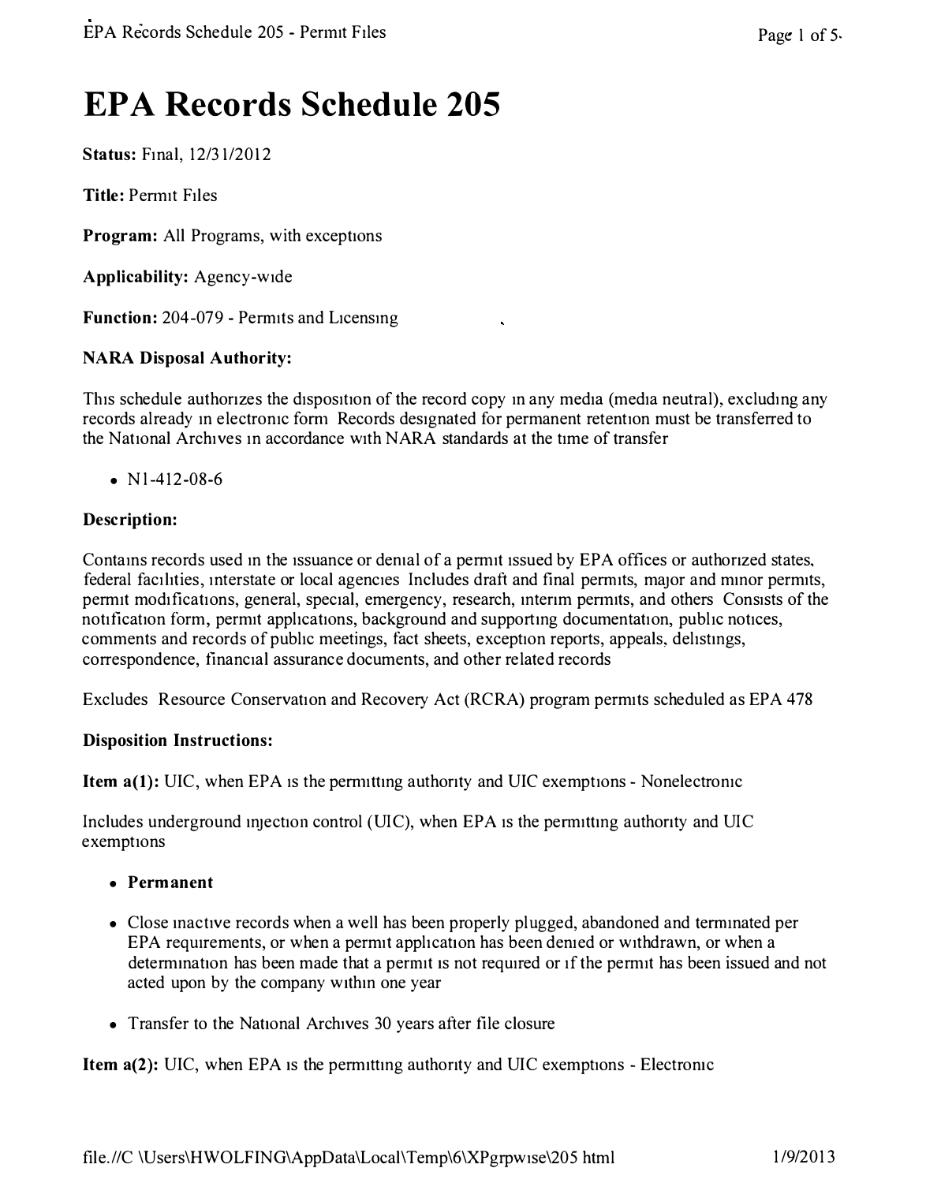# EPA Records Schedule 205

**Status:** Final, 12/31/2012

**Title:** Permit Files

**Program:** All Programs, with exceptions

**Applicability:** Agency-wide

**Function:** 204-079 - Permits and Licensing

**NARA Disposal Authority:**

This schedule authorizes the disposition of the record copy in any media (media neutral), excluding any records already in electronic form Records designated for permanent retention must be transferred to the National Archives in accordance with NARA standards at the time of transfer

- N1-412-08-6

**Description:**

Contains records used in the issuance or denial of a permit issued by EPA offices or authorized states, federal facilities, interstate or local agencies Includes draft and final permits, major and minor permits, permit modifications, general, special, emergency, research, interim permits, and others Consists of the notification form, permit applications, background and supporting documentation, public notices, comments and records of public meetings, fact sheets, exception reports, appeals, delistings, correspondence, financial assurance documents, and other related records

Excludes Resource Conservation and Recovery Act (RCRA) program permits scheduled as EPA 478

**Disposition Instructions:**

**Item a(1):** UIC, when EPA is the permitting authority and UIC exemptions - Nonelectronic

Includes underground injection control (UIC), when EPA is the permitting authority and UIC exemptions

- **Permanent**
- Close inactive records when a well has been properly plugged, abandoned and terminated per EPA requirements, or when a permit application has been denied or withdrawn, or when a determination has been made that a permit is not required or if the permit has been issued and not acted upon by the company within one year
- Transfer to the National Archives 30 years after file closure

**Item a(2):** UIC, when EPA is the permitting authority and UIC exemptions - Electronic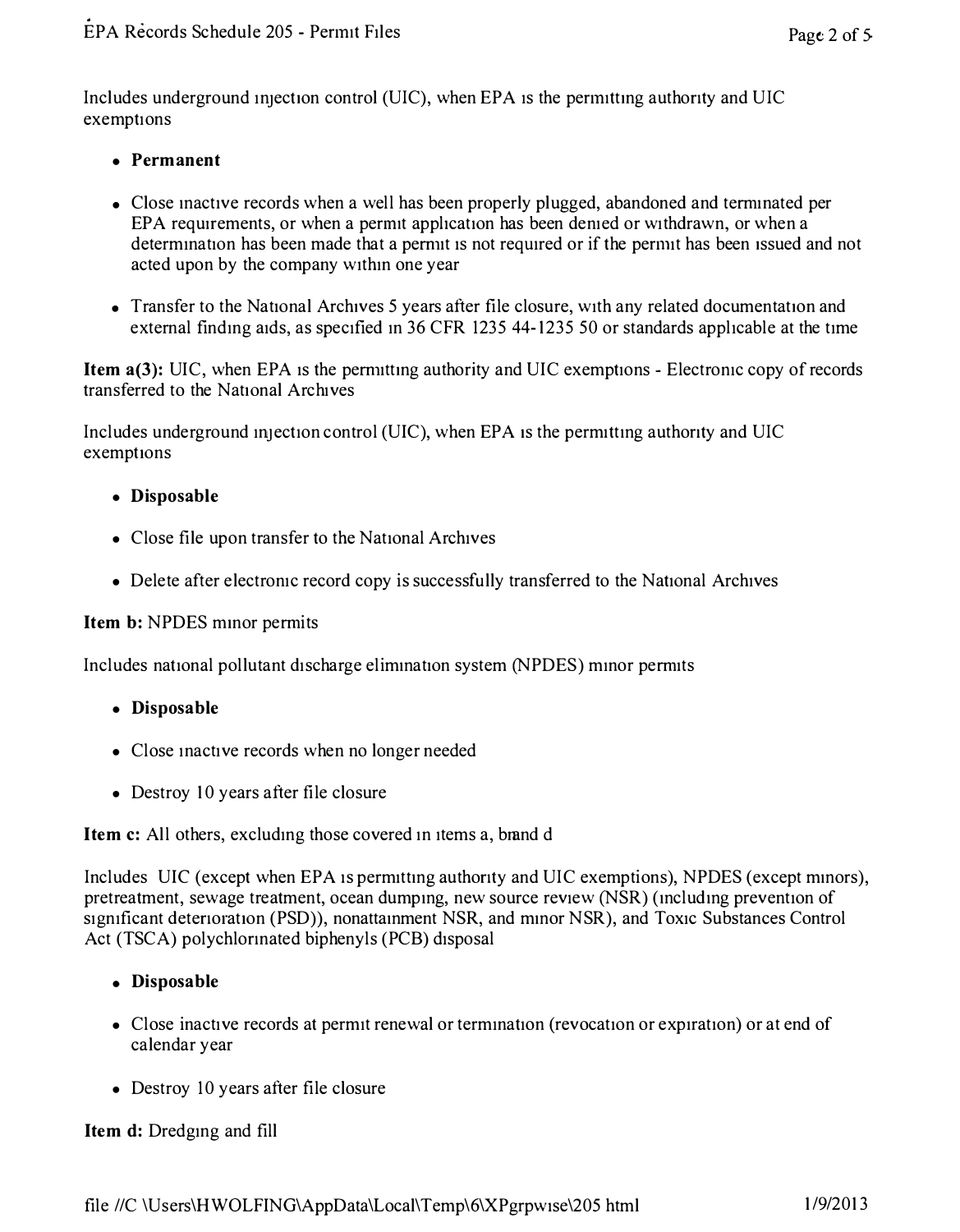Includes underground injection control (UIC), when EPA is the permitting authority and UIC exemptions

- **Permanent**

- Close inactive records when a well has been properly plugged, abandoned and terminated per EPA requirements, or when a permit application has been denied or withdrawn, or when a determination has been made that a permit is not required or if the permit has been issued and not acted upon by the company within one year

- Transfer to the National Archives 5 years after file closure, with any related documentation and external finding aids, as specified in 36 CFR 1235 44-1235 50 or standards applicable at the time

**Item a(3):** UIC, when EPA is the permitting authority and UIC exemptions - Electronic copy of records transferred to the National Archives

Includes underground injection control (UIC), when EPA is the permitting authority and UIC exemptions

- **Disposable**

- Close file upon transfer to the National Archives

- Delete after electronic record copy is successfully transferred to the National Archives

**Item b:** NPDES minor permits

Includes national pollutant discharge elimination system (NPDES) minor permits

- **Disposable**

- Close inactive records when no longer needed

- Destroy 10 years after file closure

**Item c:** All others, excluding those covered in items a, b and d

Includes UIC (except when EPA is permitting authority and UIC exemptions), NPDES (except minors), pretreatment, sewage treatment, ocean dumping, new source review (NSR) (including prevention of significant deterioration (PSD)), nonattainment NSR, and minor NSR), and Toxic Substances Control Act (TSCA) polychlorinated biphenyls (PCB) disposal

- **Disposable**

- Close inactive records at permit renewal or termination (revocation or expiration) or at end of calendar year

- Destroy 10 years after file closure

**Item d:** Dredging and fill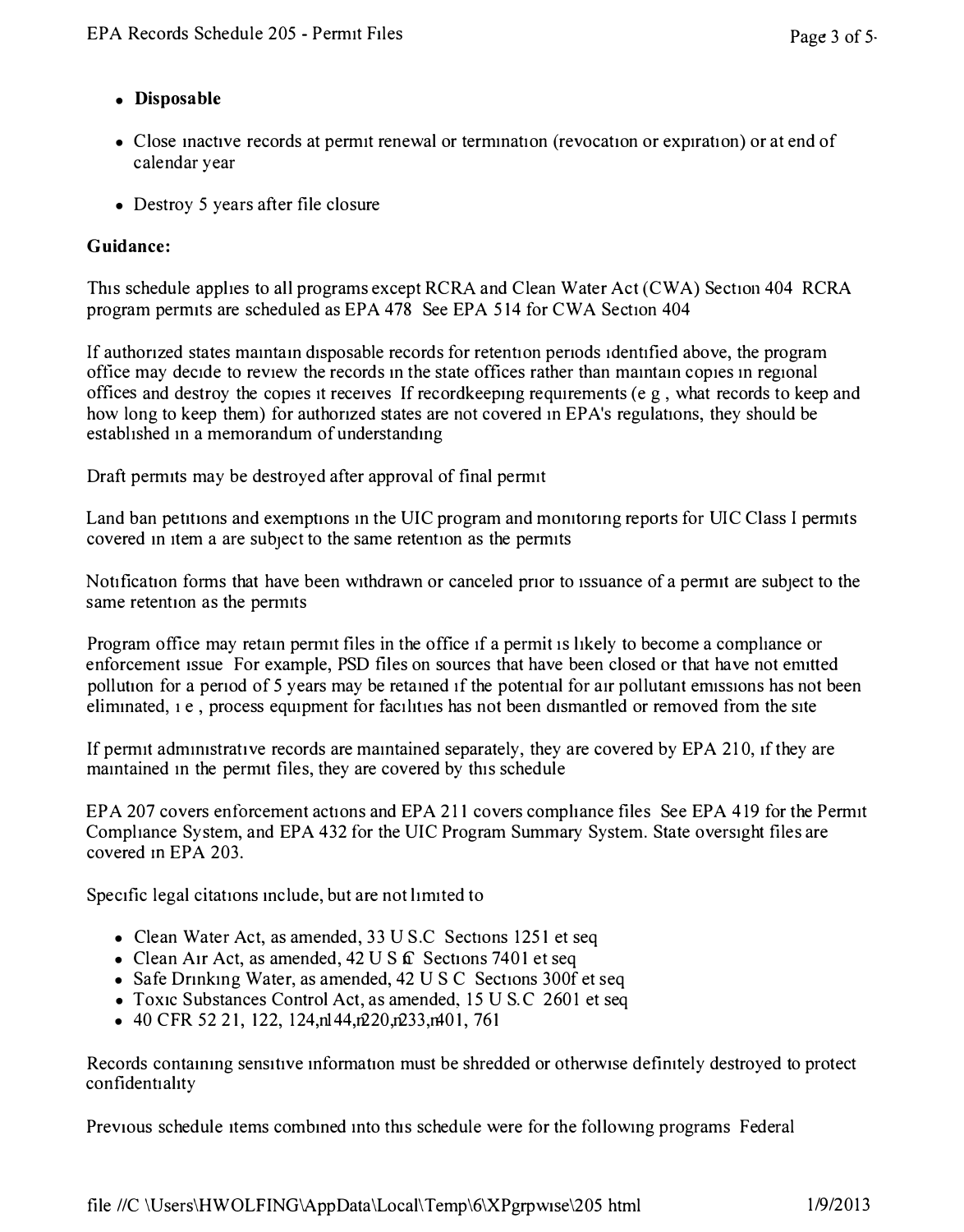- **Disposable**
- Close inactive records at permit renewal or termination (revocation or expiration) or at end of calendar year
- Destroy 5 years after file closure

**Guidance:**

This schedule applies to all programs except RCRA and Clean Water Act (CWA) Section 404 RCRA program permits are scheduled as EPA 478 See EPA 514 for CWA Section 404

If authorized states maintain disposable records for retention periods identified above, the program office may decide to review the records in the state offices rather than maintain copies in regional offices and destroy the copies it receives If recordkeeping requirements (e g , what records to keep and how long to keep them) for authorized states are not covered in EPA's regulations, they should be established in a memorandum of understanding

Draft permits may be destroyed after approval of final permit

Land ban petitions and exemptions in the UIC program and monitoring reports for UIC Class I permits covered in item a are subject to the same retention as the permits

Notification forms that have been withdrawn or canceled prior to issuance of a permit are subject to the same retention as the permits

Program office may retain permit files in the office if a permit is likely to become a compliance or enforcement issue For example, PSD files on sources that have been closed or that have not emitted pollution for a period of 5 years may be retained if the potential for air pollutant emissions has not been eliminated, i e , process equipment for facilities has not been dismantled or removed from the site

If permit administrative records are maintained separately, they are covered by EPA 210, if they are maintained in the permit files, they are covered by this schedule

EPA 207 covers enforcement actions and EPA 211 covers compliance files See EPA 419 for the Permit Compliance System, and EPA 432 for the UIC Program Summary System. State oversight files are covered in EPA 203.

Specific legal citations include, but are not limited to

- Clean Water Act, as amended, 33 U S.C Sections 1251 et seq
- Clean Air Act, as amended, 42 U S C Sections 7401 et seq
- Safe Drinking Water, as amended, 42 U S C Sections 300f et seq
- Toxic Substances Control Act, as amended, 15 U S.C 2601 et seq
- 40 CFR 52 21, 122, 124,n144,n220,n233,n401, 761

Records containing sensitive information must be shredded or otherwise definitely destroyed to protect confidentiality

Previous schedule items combined into this schedule were for the following programs Federal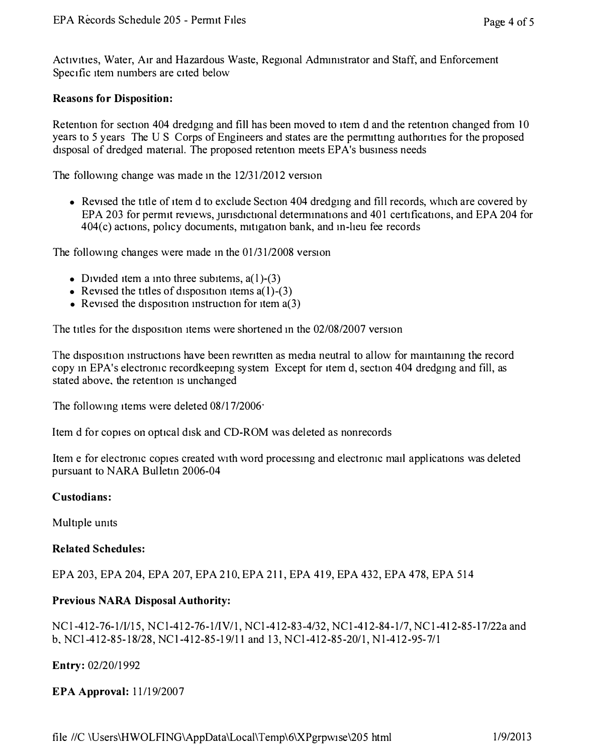Activities, Water, Air and Hazardous Waste, Regional Administrator and Staff, and Enforcement Specific item numbers are cited below

**Reasons for Disposition:**

Retention for section 404 dredging and fill has been moved to item d and the retention changed from 10 years to 5 years The U S Corps of Engineers and states are the permitting authorities for the proposed disposal of dredged material. The proposed retention meets EPA's business needs

The following change was made in the 12/31/2012 version

- Revised the title of item d to exclude Section 404 dredging and fill records, which are covered by EPA 203 for permit reviews, jurisdictional determinations and 401 certifications, and EPA 204 for 404(c) actions, policy documents, mitigation bank, and in-lieu fee records

The following changes were made in the 01/31/2008 version

- Divided item a into three subitems, a(1)-(3)
- Revised the titles of disposition items a(1)-(3)
- Revised the disposition instruction for item a(3)

The titles for the disposition items were shortened in the 02/08/2007 version

The disposition instructions have been rewritten as media neutral to allow for maintaining the record copy in EPA's electronic recordkeeping system Except for item d, section 404 dredging and fill, as stated above, the retention is unchanged

The following items were deleted 08/17/2006:

Item d for copies on optical disk and CD-ROM was deleted as nonrecords

Item e for electronic copies created with word processing and electronic mail applications was deleted pursuant to NARA Bulletin 2006-04

**Custodians:**

Multiple units

**Related Schedules:**

EPA 203, EPA 204, EPA 207, EPA 210, EPA 211, EPA 419, EPA 432, EPA 478, EPA 514

**Previous NARA Disposal Authority:**

NC1-412-76-1/I/15, NC1-412-76-1/IV/1, NC1-412-83-4/32, NC1-412-84-1/7, NC1-412-85-17/22a and b, NC1-412-85-18/28, NC1-412-85-19/11 and 13, NC1-412-85-20/1, N1-412-95-7/1

**Entry:** 02/20/1992

**EPA Approval:** 11/19/2007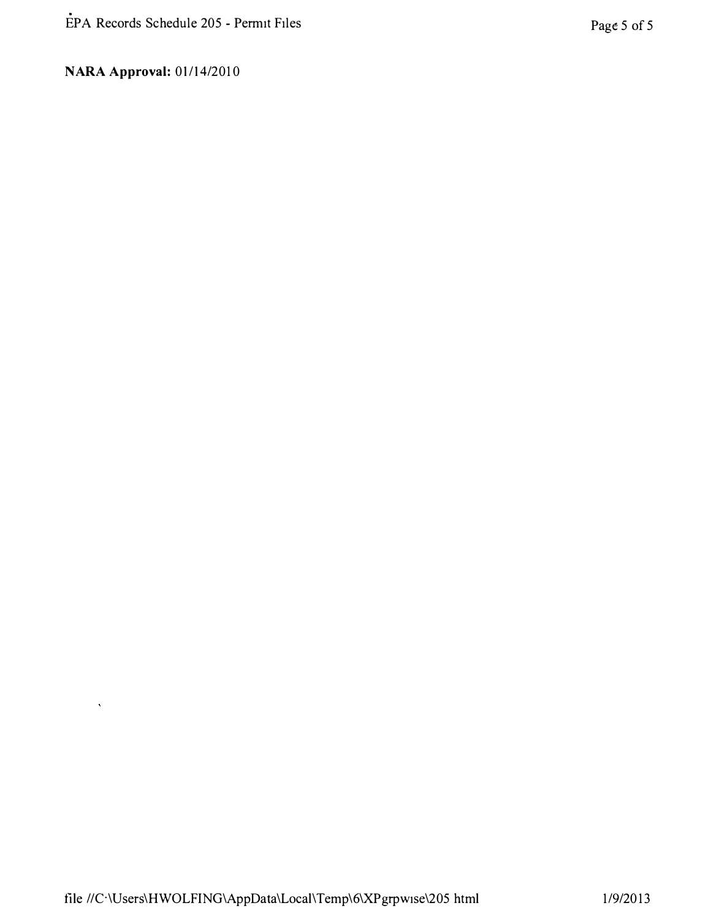**NARA Approval:** 01/14/2010